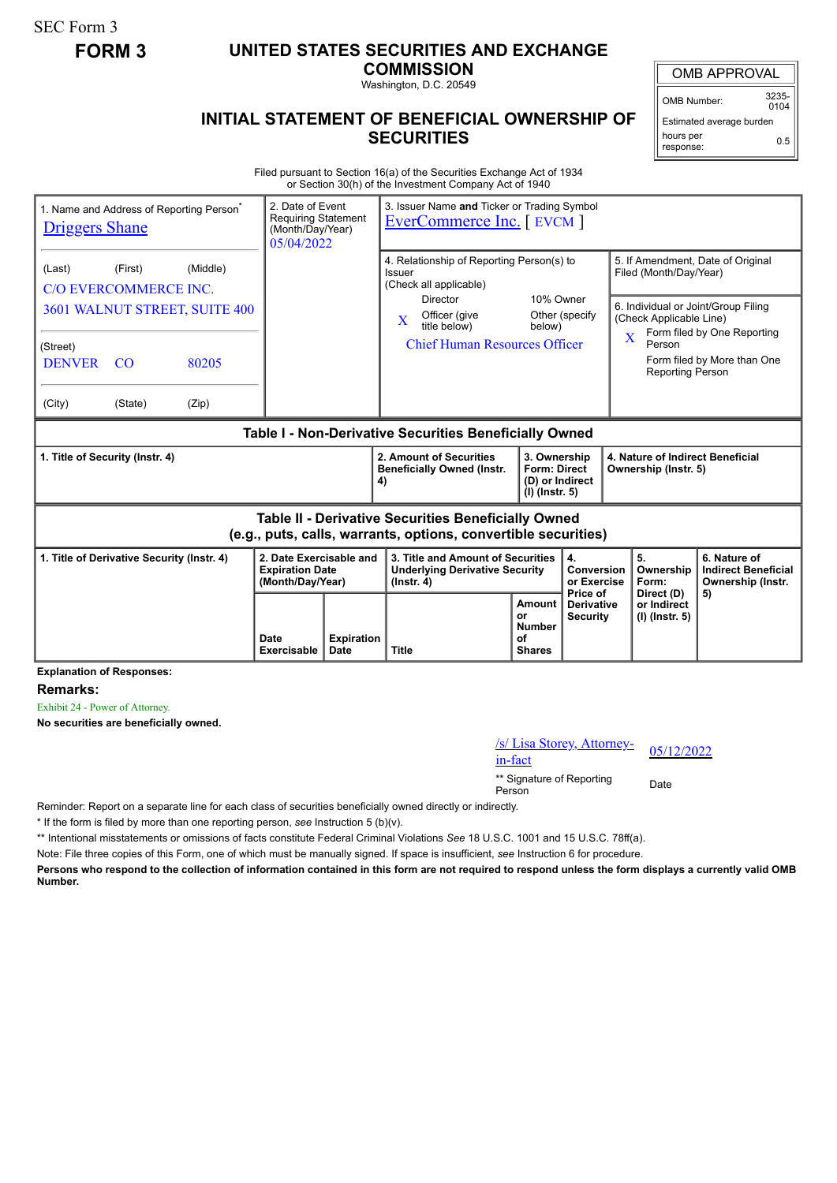SEC Form 3

**FORM 3**

# UNITED STATES SECURITIES AND EXCHANGE COMMISSION

Washington, D.C. 20549

## INITIAL STATEMENT OF BENEFICIAL OWNERSHIP OF SECURITIES

| OMB APPROVAL | |
|---|---|
| OMB Number: | 3235-0104 |
| Estimated average burden hours per response: | 0.5 |

Filed pursuant to Section 16(a) of the Securities Exchange Act of 1934 or Section 30(h) of the Investment Company Act of 1940

| 1. Name and Address of Reporting Person* | 2. Date of Event Requiring Statement (Month/Day/Year) | 3. Issuer Name and Ticker or Trading Symbol |
|---|---|---|
| Driggers Shane<br>(Last) (First) (Middle)<br>C/O EVERCOMMERCE INC.<br>3601 WALNUT STREET, SUITE 400<br>(Street)<br>DENVER CO 80205<br>(City) (State) (Zip) | 05/04/2022 | EverCommerce Inc. [ EVCM ] |

4. Relationship of Reporting Person(s) to Issuer (Check all applicable)

- Director
- 10% Owner
- X Officer (give title below)
- Other (specify below)

Chief Human Resources Officer

5. If Amendment, Date of Original Filed (Month/Day/Year)

6. Individual or Joint/Group Filing (Check Applicable Line)

- X Form filed by One Reporting Person
- Form filed by More than One Reporting Person

**Table I - Non-Derivative Securities Beneficially Owned**

| 1. Title of Security (Instr. 4) | 2. Amount of Securities Beneficially Owned (Instr. 4) | 3. Ownership Form: Direct (D) or Indirect (I) (Instr. 5) | 4. Nature of Indirect Beneficial Ownership (Instr. 5) |
|---|---|---|---|

**Table II - Derivative Securities Beneficially Owned (e.g., puts, calls, warrants, options, convertible securities)**

| 1. Title of Derivative Security (Instr. 4) | 2. Date Exercisable and Expiration Date (Month/Day/Year) | | 3. Title and Amount of Securities Underlying Derivative Security (Instr. 4) | | 4. Conversion or Exercise Price of Derivative Security | 5. Ownership Form: Direct (D) or Indirect (I) (Instr. 5) | 6. Nature of Indirect Beneficial Ownership (Instr. 5) |
|---|---|---|---|---|---|---|---|
| | Date Exercisable | Expiration Date | Title | Amount or Number of Shares | | | |

**Explanation of Responses:**

**Remarks:**

Exhibit 24 - Power of Attorney.

**No securities are beneficially owned.**

| /s/ Lisa Storey, Attorney-in-fact | 05/12/2022 |
|---|---|
| ** Signature of Reporting Person | Date |

Reminder: Report on a separate line for each class of securities beneficially owned directly or indirectly.

\* If the form is filed by more than one reporting person, *see* Instruction 5 (b)(v).

\*\* Intentional misstatements or omissions of facts constitute Federal Criminal Violations *See* 18 U.S.C. 1001 and 15 U.S.C. 78ff(a).

Note: File three copies of this Form, one of which must be manually signed. If space is insufficient, *see* Instruction 6 for procedure.

**Persons who respond to the collection of information contained in this form are not required to respond unless the form displays a currently valid OMB Number.**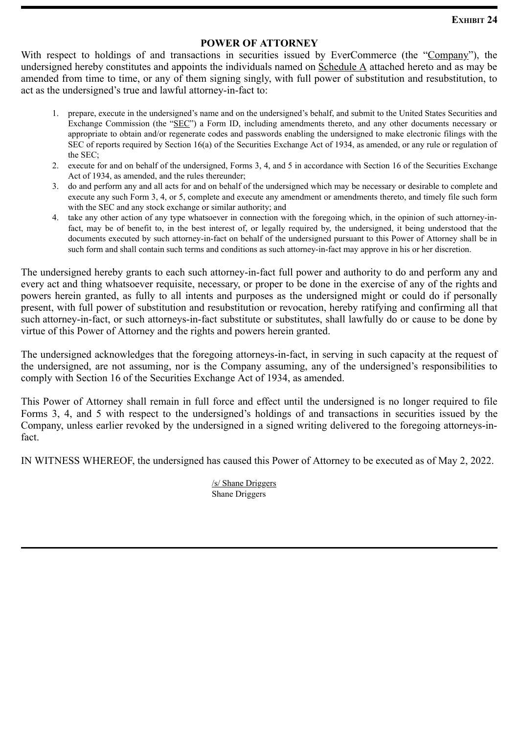**Exhibit 24**

# POWER OF ATTORNEY

With respect to holdings of and transactions in securities issued by EverCommerce (the "Company"), the undersigned hereby constitutes and appoints the individuals named on Schedule A attached hereto and as may be amended from time to time, or any of them signing singly, with full power of substitution and resubstitution, to act as the undersigned's true and lawful attorney-in-fact to:

1. prepare, execute in the undersigned's name and on the undersigned's behalf, and submit to the United States Securities and Exchange Commission (the "SEC") a Form ID, including amendments thereto, and any other documents necessary or appropriate to obtain and/or regenerate codes and passwords enabling the undersigned to make electronic filings with the SEC of reports required by Section 16(a) of the Securities Exchange Act of 1934, as amended, or any rule or regulation of the SEC;
2. execute for and on behalf of the undersigned, Forms 3, 4, and 5 in accordance with Section 16 of the Securities Exchange Act of 1934, as amended, and the rules thereunder;
3. do and perform any and all acts for and on behalf of the undersigned which may be necessary or desirable to complete and execute any such Form 3, 4, or 5, complete and execute any amendment or amendments thereto, and timely file such form with the SEC and any stock exchange or similar authority; and
4. take any other action of any type whatsoever in connection with the foregoing which, in the opinion of such attorney-in-fact, may be of benefit to, in the best interest of, or legally required by, the undersigned, it being understood that the documents executed by such attorney-in-fact on behalf of the undersigned pursuant to this Power of Attorney shall be in such form and shall contain such terms and conditions as such attorney-in-fact may approve in his or her discretion.

The undersigned hereby grants to each such attorney-in-fact full power and authority to do and perform any and every act and thing whatsoever requisite, necessary, or proper to be done in the exercise of any of the rights and powers herein granted, as fully to all intents and purposes as the undersigned might or could do if personally present, with full power of substitution and resubstitution or revocation, hereby ratifying and confirming all that such attorney-in-fact, or such attorneys-in-fact substitute or substitutes, shall lawfully do or cause to be done by virtue of this Power of Attorney and the rights and powers herein granted.

The undersigned acknowledges that the foregoing attorneys-in-fact, in serving in such capacity at the request of the undersigned, are not assuming, nor is the Company assuming, any of the undersigned's responsibilities to comply with Section 16 of the Securities Exchange Act of 1934, as amended.

This Power of Attorney shall remain in full force and effect until the undersigned is no longer required to file Forms 3, 4, and 5 with respect to the undersigned's holdings of and transactions in securities issued by the Company, unless earlier revoked by the undersigned in a signed writing delivered to the foregoing attorneys-in-fact.

IN WITNESS WHEREOF, the undersigned has caused this Power of Attorney to be executed as of May 2, 2022.

/s/ Shane Driggers
Shane Driggers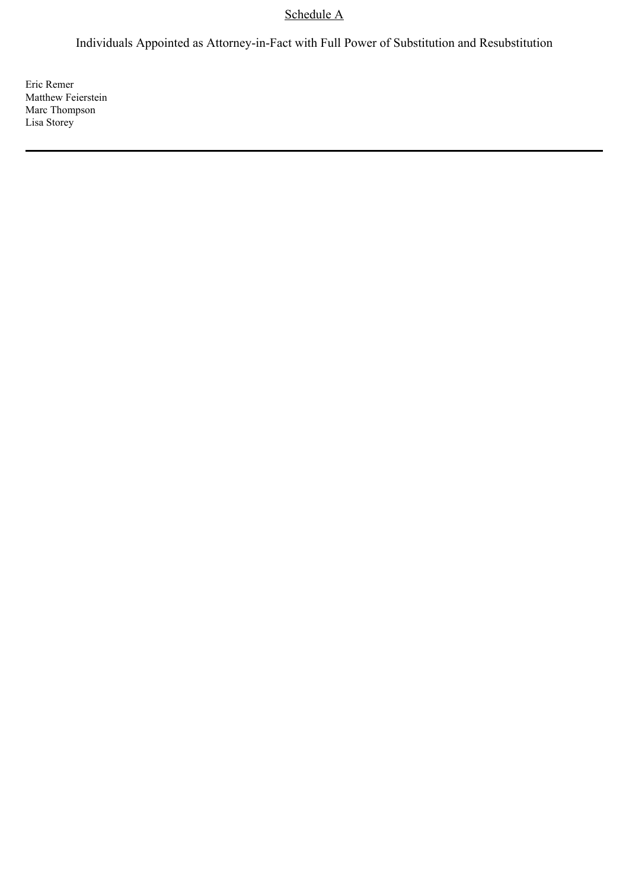Schedule A

Individuals Appointed as Attorney-in-Fact with Full Power of Substitution and Resubstitution

Eric Remer
Matthew Feierstein
Marc Thompson
Lisa Storey

---